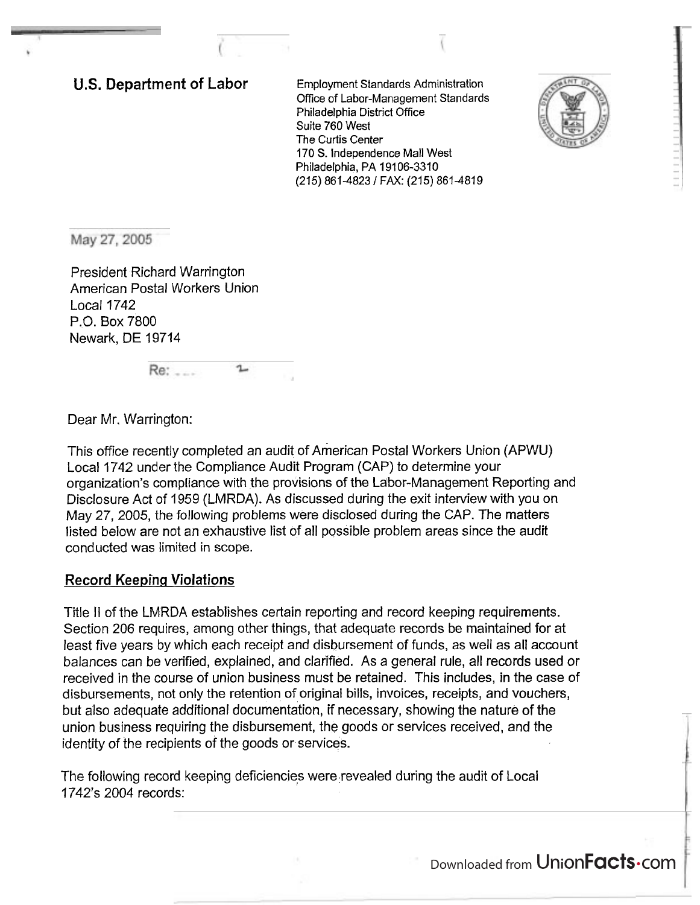**U.S. Department of Labor**

Employment Standards Administration
Office of Labor-Management Standards
Philadelphia District Office
Suite 760 West
The Curtis Center
170 S. Independence Mall West
Philadelphia, PA 19106-3310
(215) 861-4823 / FAX: (215) 861-4819

May 27, 2005

President Richard Warrington
American Postal Workers Union
Local 1742
P.O. Box 7800
Newark, DE 19714

Re:

Dear Mr. Warrington:

This office recently completed an audit of American Postal Workers Union (APWU) Local 1742 under the Compliance Audit Program (CAP) to determine your organization's compliance with the provisions of the Labor-Management Reporting and Disclosure Act of 1959 (LMRDA). As discussed during the exit interview with you on May 27, 2005, the following problems were disclosed during the CAP. The matters listed below are not an exhaustive list of all possible problem areas since the audit conducted was limited in scope.

## Record Keeping Violations

Title II of the LMRDA establishes certain reporting and record keeping requirements. Section 206 requires, among other things, that adequate records be maintained for at least five years by which each receipt and disbursement of funds, as well as all account balances can be verified, explained, and clarified. As a general rule, all records used or received in the course of union business must be retained. This includes, in the case of disbursements, not only the retention of original bills, invoices, receipts, and vouchers, but also adequate additional documentation, if necessary, showing the nature of the union business requiring the disbursement, the goods or services received, and the identity of the recipients of the goods or services.

The following record keeping deficiencies were revealed during the audit of Local 1742's 2004 records: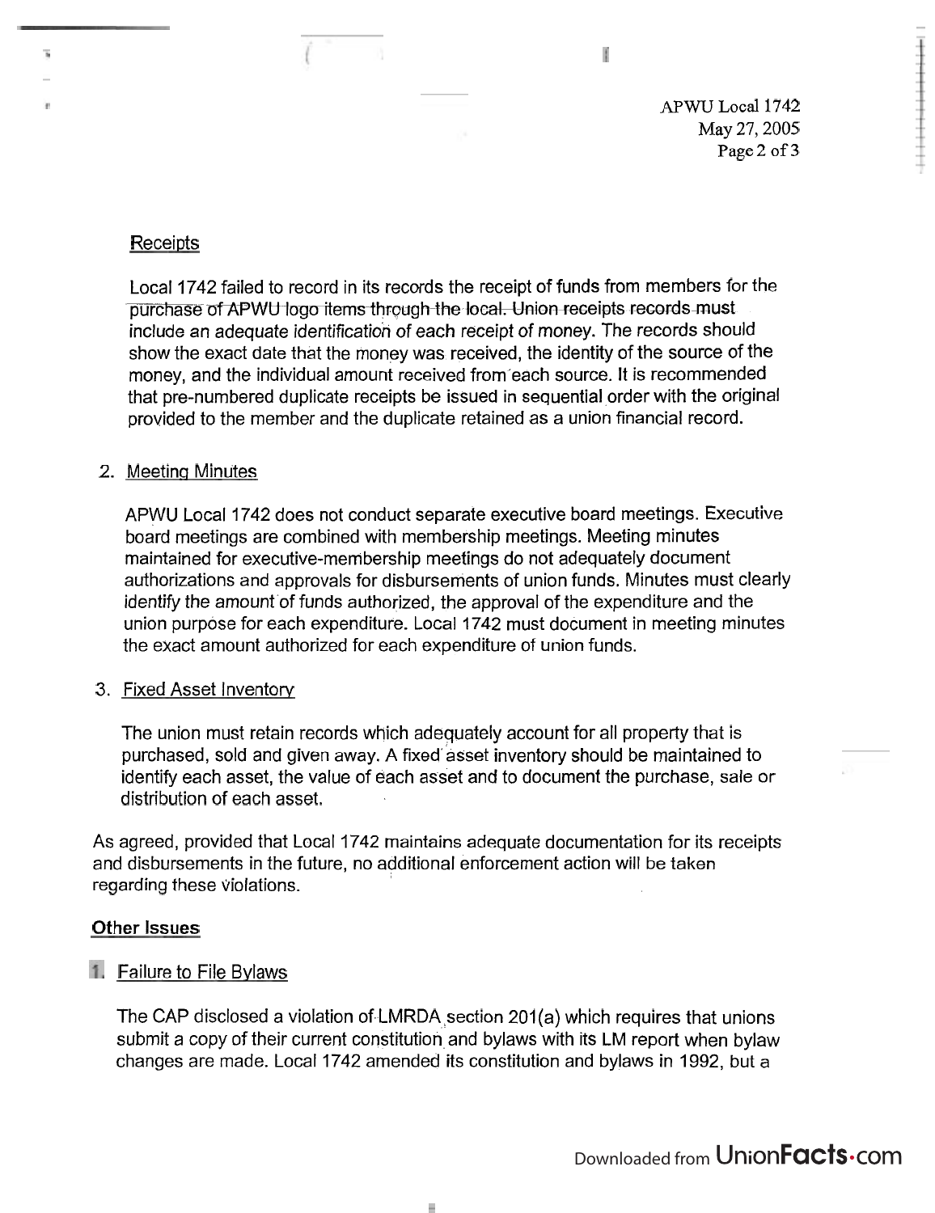Receipts

Local 1742 failed to record in its records the receipt of funds from members for the purchase of APWU logo items through the local. Union receipts records must include an adequate identification of each receipt of money. The records should show the exact date that the money was received, the identity of the source of the money, and the individual amount received from each source. It is recommended that pre-numbered duplicate receipts be issued in sequential order with the original provided to the member and the duplicate retained as a union financial record.

2. Meeting Minutes

APWU Local 1742 does not conduct separate executive board meetings. Executive board meetings are combined with membership meetings. Meeting minutes maintained for executive-membership meetings do not adequately document authorizations and approvals for disbursements of union funds. Minutes must clearly identify the amount of funds authorized, the approval of the expenditure and the union purpose for each expenditure. Local 1742 must document in meeting minutes the exact amount authorized for each expenditure of union funds.

3. Fixed Asset Inventory

The union must retain records which adequately account for all property that is purchased, sold and given away. A fixed asset inventory should be maintained to identify each asset, the value of each asset and to document the purchase, sale or distribution of each asset.

As agreed, provided that Local 1742 maintains adequate documentation for its receipts and disbursements in the future, no additional enforcement action will be taken regarding these violations.

**Other Issues**

1. Failure to File Bylaws

The CAP disclosed a violation of LMRDA section 201(a) which requires that unions submit a copy of their current constitution and bylaws with its LM report when bylaw changes are made. Local 1742 amended its constitution and bylaws in 1992, but a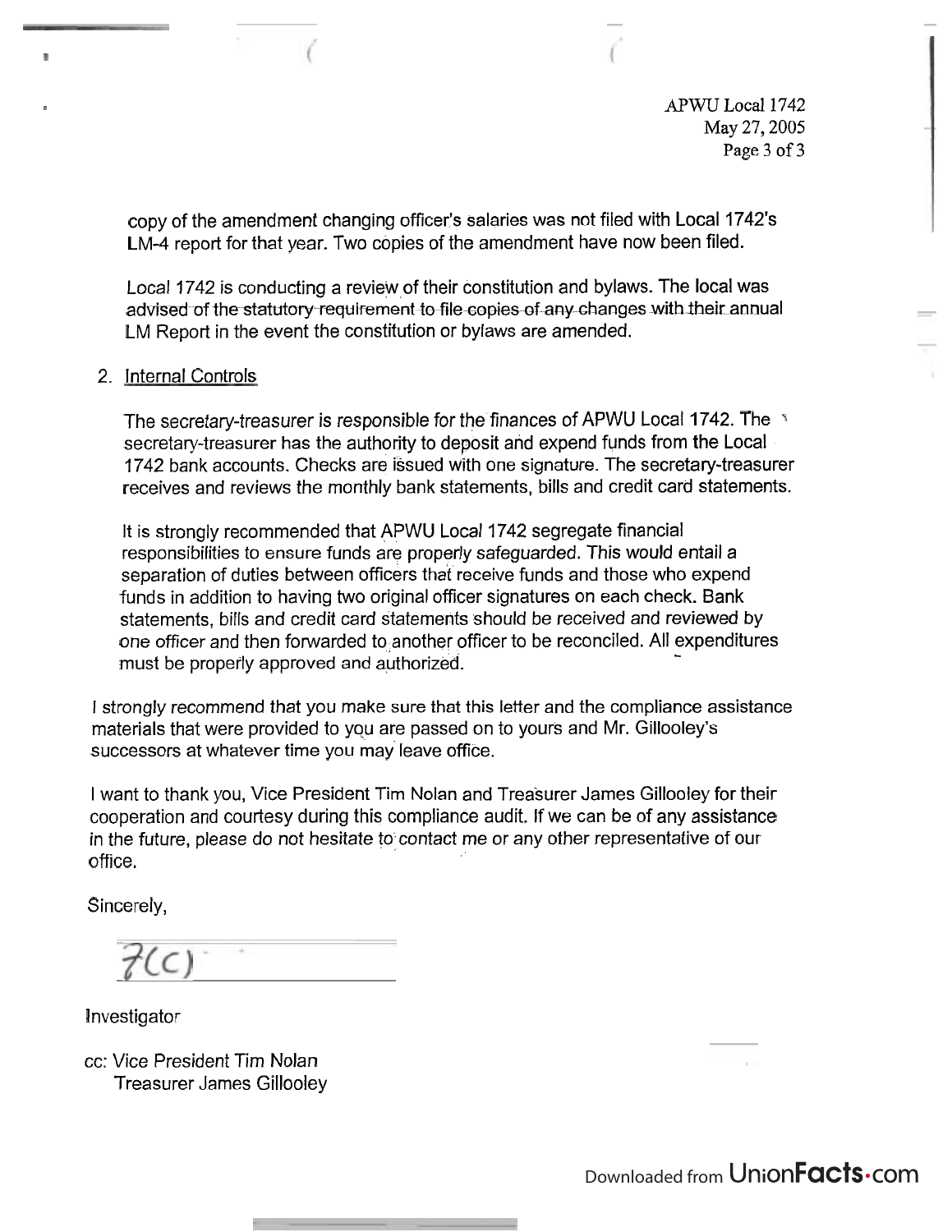copy of the amendment changing officer's salaries was not filed with Local 1742's LM-4 report for that year. Two copies of the amendment have now been filed.

Local 1742 is conducting a review of their constitution and bylaws. The local was advised of the statutory requirement to file copies of any changes with their annual LM Report in the event the constitution or bylaws are amended.

2. Internal Controls

   The secretary-treasurer is responsible for the finances of APWU Local 1742. The secretary-treasurer has the authority to deposit and expend funds from the Local 1742 bank accounts. Checks are issued with one signature. The secretary-treasurer receives and reviews the monthly bank statements, bills and credit card statements.

   It is strongly recommended that APWU Local 1742 segregate financial responsibilities to ensure funds are properly safeguarded. This would entail a separation of duties between officers that receive funds and those who expend funds in addition to having two original officer signatures on each check. Bank statements, bills and credit card statements should be received and reviewed by one officer and then forwarded to another officer to be reconciled. All expenditures must be properly approved and authorized.

I strongly recommend that you make sure that this letter and the compliance assistance materials that were provided to you are passed on to yours and Mr. Gillooley's successors at whatever time you may leave office.

I want to thank you, Vice President Tim Nolan and Treasurer James Gillooley for their cooperation and courtesy during this compliance audit. If we can be of any assistance in the future, please do not hesitate to contact me or any other representative of our office.

Sincerely,

7(c)

Investigator

cc: Vice President Tim Nolan
    Treasurer James Gillooley